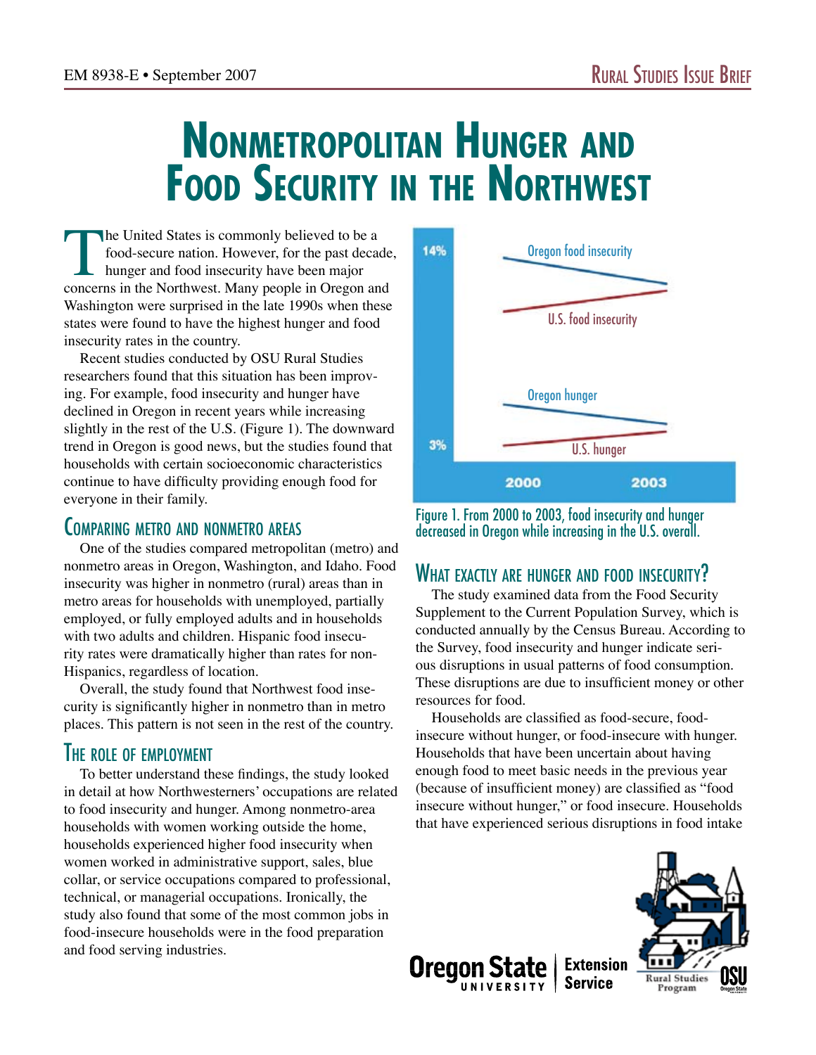EM 8938-E • September 2007

Rural Studies Issue Brief

# Nonmetropolitan Hunger and Food Security in the Northwest

The United States is commonly believed to be a food-secure nation. However, for the past decade, hunger and food insecurity have been major concerns in the Northwest. Many people in Oregon and Washington were surprised in the late 1990s when these states were found to have the highest hunger and food insecurity rates in the country.

Recent studies conducted by OSU Rural Studies researchers found that this situation has been improving. For example, food insecurity and hunger have declined in Oregon in recent years while increasing slightly in the rest of the U.S. (Figure 1). The downward trend in Oregon is good news, but the studies found that households with certain socioeconomic characteristics continue to have difficulty providing enough food for everyone in their family.

Figure 1. From 2000 to 2003, food insecurity and hunger decreased in Oregon while increasing in the U.S. overall.

## Comparing metro and nonmetro areas

One of the studies compared metropolitan (metro) and nonmetro areas in Oregon, Washington, and Idaho. Food insecurity was higher in nonmetro (rural) areas than in metro areas for households with unemployed, partially employed, or fully employed adults and in households with two adults and children. Hispanic food insecurity rates were dramatically higher than rates for non-Hispanics, regardless of location.

Overall, the study found that Northwest food insecurity is significantly higher in nonmetro than in metro places. This pattern is not seen in the rest of the country.

## The role of employment

To better understand these findings, the study looked in detail at how Northwesterners' occupations are related to food insecurity and hunger. Among nonmetro-area households with women working outside the home, households experienced higher food insecurity when women worked in administrative support, sales, blue collar, or service occupations compared to professional, technical, or managerial occupations. Ironically, the study also found that some of the most common jobs in food-insecure households were in the food preparation and food serving industries.

## What exactly are hunger and food insecurity?

The study examined data from the Food Security Supplement to the Current Population Survey, which is conducted annually by the Census Bureau. According to the Survey, food insecurity and hunger indicate serious disruptions in usual patterns of food consumption. These disruptions are due to insufficient money or other resources for food.

Households are classified as food-secure, food-insecure without hunger, or food-insecure with hunger. Households that have been uncertain about having enough food to meet basic needs in the previous year (because of insufficient money) are classified as "food insecure without hunger," or food insecure. Households that have experienced serious disruptions in food intake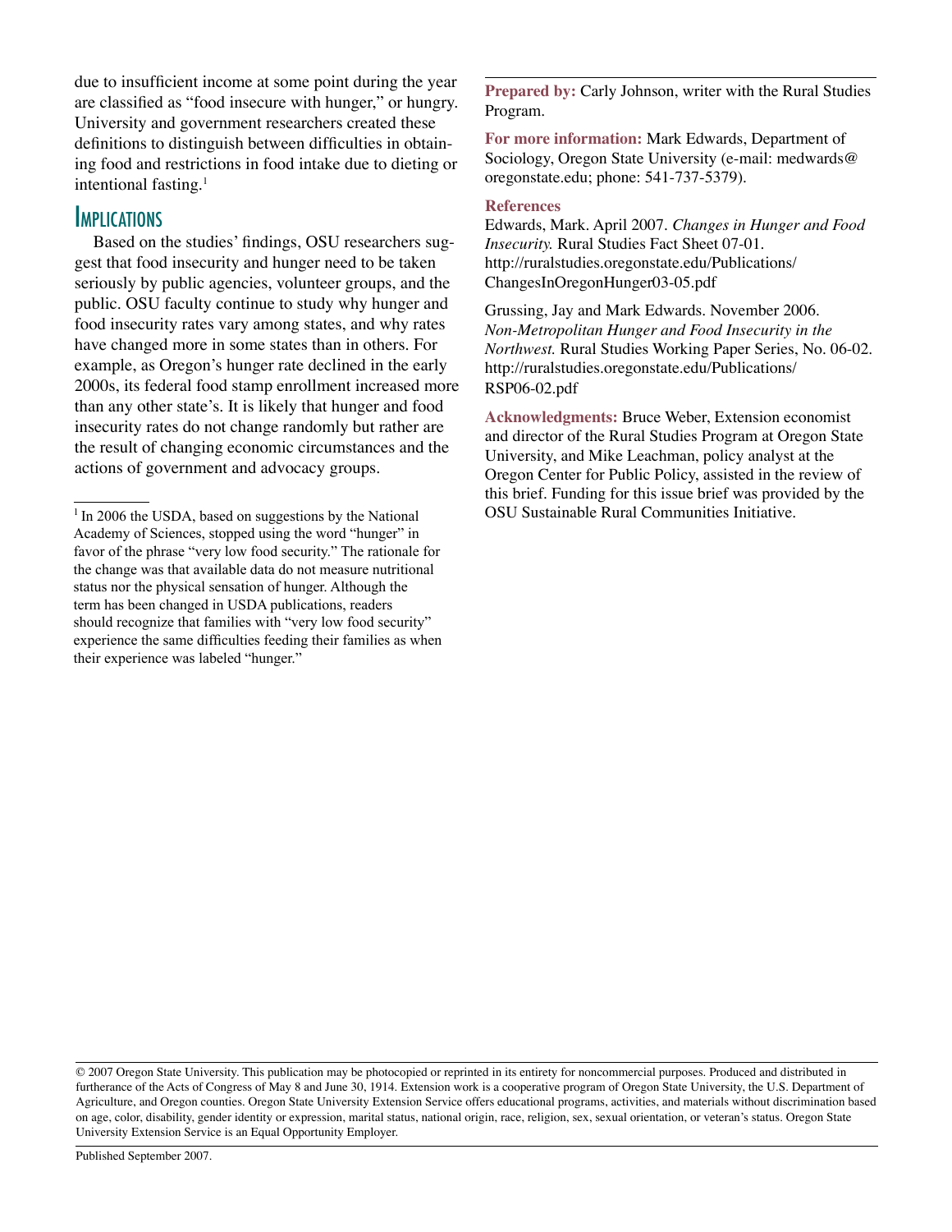due to insufficient income at some point during the year are classified as "food insecure with hunger," or hungry. University and government researchers created these definitions to distinguish between difficulties in obtaining food and restrictions in food intake due to dieting or intentional fasting.[1]

## Implications

Based on the studies' findings, OSU researchers suggest that food insecurity and hunger need to be taken seriously by public agencies, volunteer groups, and the public. OSU faculty continue to study why hunger and food insecurity rates vary among states, and why rates have changed more in some states than in others. For example, as Oregon's hunger rate declined in the early 2000s, its federal food stamp enrollment increased more than any other state's. It is likely that hunger and food insecurity rates do not change randomly but rather are the result of changing economic circumstances and the actions of government and advocacy groups.

[1] In 2006 the USDA, based on suggestions by the National Academy of Sciences, stopped using the word "hunger" in favor of the phrase "very low food security." The rationale for the change was that available data do not measure nutritional status nor the physical sensation of hunger. Although the term has been changed in USDA publications, readers should recognize that families with "very low food security" experience the same difficulties feeding their families as when their experience was labeled "hunger."

**Prepared by:** Carly Johnson, writer with the Rural Studies Program.

**For more information:** Mark Edwards, Department of Sociology, Oregon State University (e-mail: medwards@oregonstate.edu; phone: 541-737-5379).

**References**

Edwards, Mark. April 2007. *Changes in Hunger and Food Insecurity.* Rural Studies Fact Sheet 07-01. http://ruralstudies.oregonstate.edu/Publications/ChangesInOregonHunger03-05.pdf

Grussing, Jay and Mark Edwards. November 2006. *Non-Metropolitan Hunger and Food Insecurity in the Northwest.* Rural Studies Working Paper Series, No. 06-02. http://ruralstudies.oregonstate.edu/Publications/RSP06-02.pdf

**Acknowledgments:** Bruce Weber, Extension economist and director of the Rural Studies Program at Oregon State University, and Mike Leachman, policy analyst at the Oregon Center for Public Policy, assisted in the review of this brief. Funding for this issue brief was provided by the OSU Sustainable Rural Communities Initiative.

© 2007 Oregon State University. This publication may be photocopied or reprinted in its entirety for noncommercial purposes. Produced and distributed in furtherance of the Acts of Congress of May 8 and June 30, 1914. Extension work is a cooperative program of Oregon State University, the U.S. Department of Agriculture, and Oregon counties. Oregon State University Extension Service offers educational programs, activities, and materials without discrimination based on age, color, disability, gender identity or expression, marital status, national origin, race, religion, sex, sexual orientation, or veteran's status. Oregon State University Extension Service is an Equal Opportunity Employer.

Published September 2007.